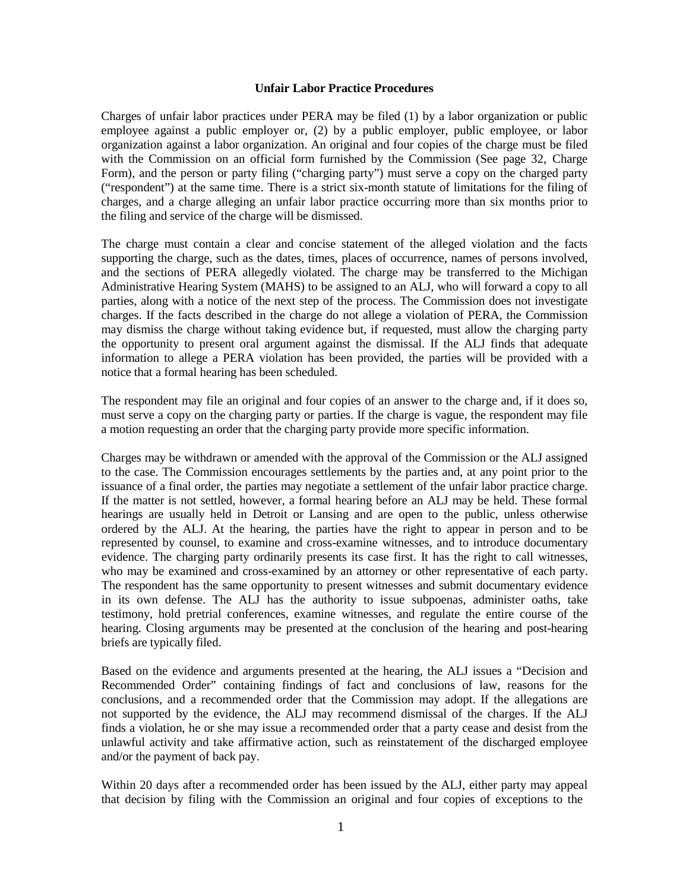## Unfair Labor Practice Procedures

Charges of unfair labor practices under PERA may be filed (1) by a labor organization or public employee against a public employer or, (2) by a public employer, public employee, or labor organization against a labor organization. An original and four copies of the charge must be filed with the Commission on an official form furnished by the Commission (See page 32, Charge Form), and the person or party filing ("charging party") must serve a copy on the charged party ("respondent") at the same time. There is a strict six-month statute of limitations for the filing of charges, and a charge alleging an unfair labor practice occurring more than six months prior to the filing and service of the charge will be dismissed.

The charge must contain a clear and concise statement of the alleged violation and the facts supporting the charge, such as the dates, times, places of occurrence, names of persons involved, and the sections of PERA allegedly violated. The charge may be transferred to the Michigan Administrative Hearing System (MAHS) to be assigned to an ALJ, who will forward a copy to all parties, along with a notice of the next step of the process. The Commission does not investigate charges. If the facts described in the charge do not allege a violation of PERA, the Commission may dismiss the charge without taking evidence but, if requested, must allow the charging party the opportunity to present oral argument against the dismissal. If the ALJ finds that adequate information to allege a PERA violation has been provided, the parties will be provided with a notice that a formal hearing has been scheduled.

The respondent may file an original and four copies of an answer to the charge and, if it does so, must serve a copy on the charging party or parties. If the charge is vague, the respondent may file a motion requesting an order that the charging party provide more specific information.

Charges may be withdrawn or amended with the approval of the Commission or the ALJ assigned to the case. The Commission encourages settlements by the parties and, at any point prior to the issuance of a final order, the parties may negotiate a settlement of the unfair labor practice charge. If the matter is not settled, however, a formal hearing before an ALJ may be held. These formal hearings are usually held in Detroit or Lansing and are open to the public, unless otherwise ordered by the ALJ. At the hearing, the parties have the right to appear in person and to be represented by counsel, to examine and cross-examine witnesses, and to introduce documentary evidence. The charging party ordinarily presents its case first. It has the right to call witnesses, who may be examined and cross-examined by an attorney or other representative of each party. The respondent has the same opportunity to present witnesses and submit documentary evidence in its own defense. The ALJ has the authority to issue subpoenas, administer oaths, take testimony, hold pretrial conferences, examine witnesses, and regulate the entire course of the hearing. Closing arguments may be presented at the conclusion of the hearing and post-hearing briefs are typically filed.

Based on the evidence and arguments presented at the hearing, the ALJ issues a "Decision and Recommended Order" containing findings of fact and conclusions of law, reasons for the conclusions, and a recommended order that the Commission may adopt. If the allegations are not supported by the evidence, the ALJ may recommend dismissal of the charges. If the ALJ finds a violation, he or she may issue a recommended order that a party cease and desist from the unlawful activity and take affirmative action, such as reinstatement of the discharged employee and/or the payment of back pay.

Within 20 days after a recommended order has been issued by the ALJ, either party may appeal that decision by filing with the Commission an original and four copies of exceptions to the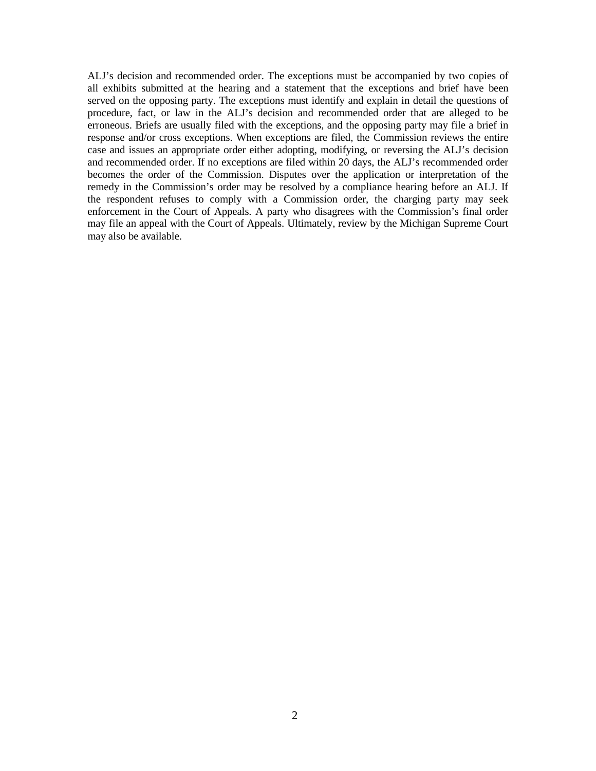ALJ's decision and recommended order. The exceptions must be accompanied by two copies of all exhibits submitted at the hearing and a statement that the exceptions and brief have been served on the opposing party. The exceptions must identify and explain in detail the questions of procedure, fact, or law in the ALJ's decision and recommended order that are alleged to be erroneous. Briefs are usually filed with the exceptions, and the opposing party may file a brief in response and/or cross exceptions. When exceptions are filed, the Commission reviews the entire case and issues an appropriate order either adopting, modifying, or reversing the ALJ's decision and recommended order. If no exceptions are filed within 20 days, the ALJ's recommended order becomes the order of the Commission. Disputes over the application or interpretation of the remedy in the Commission's order may be resolved by a compliance hearing before an ALJ. If the respondent refuses to comply with a Commission order, the charging party may seek enforcement in the Court of Appeals. A party who disagrees with the Commission's final order may file an appeal with the Court of Appeals. Ultimately, review by the Michigan Supreme Court may also be available.